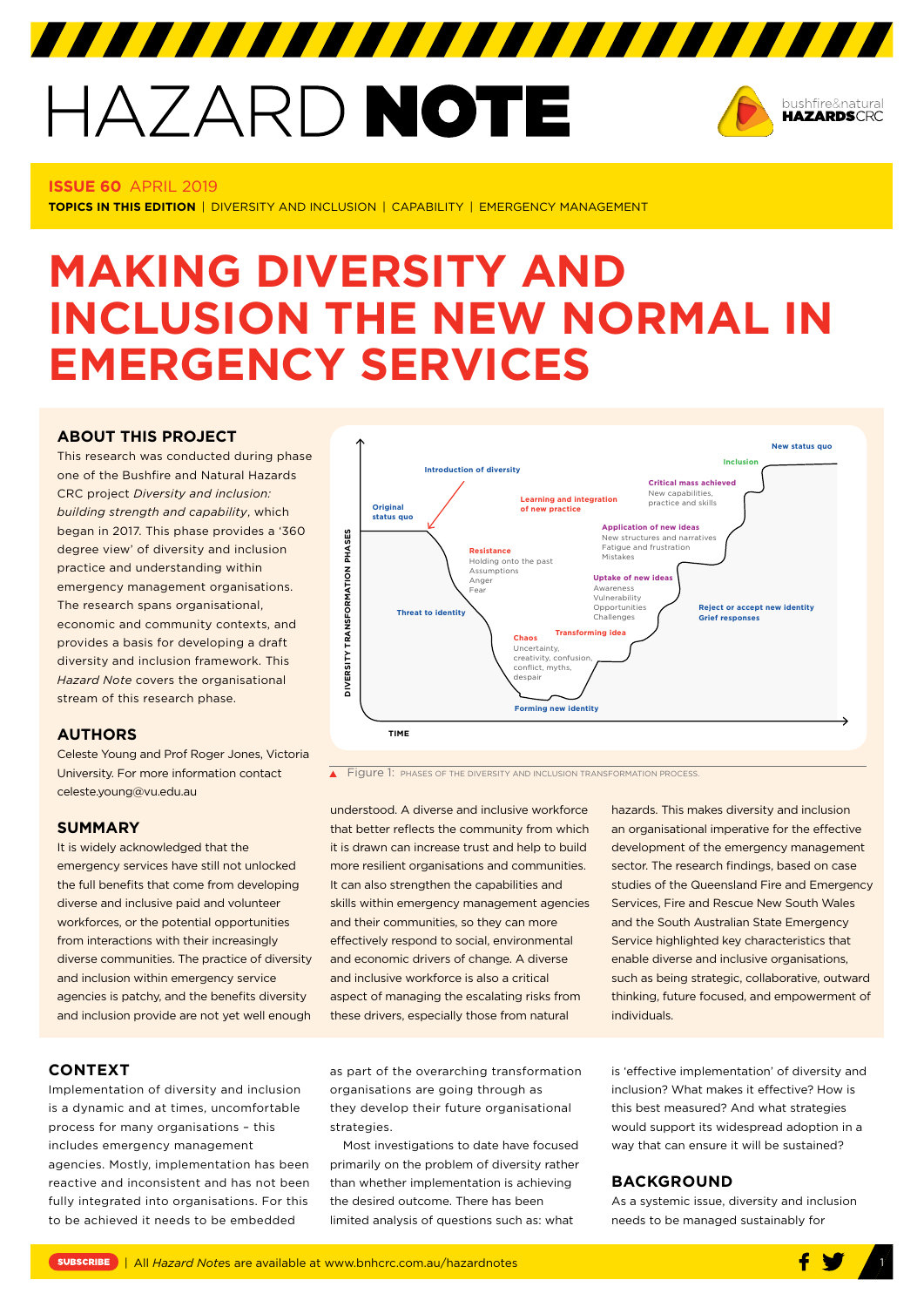# HAZARD NOTE

**ISSUE 60** APRIL 2019

**TOPICS IN THIS EDITION** | DIVERSITY AND INCLUSION | CAPABILITY | EMERGENCY MANAGEMENT

# MAKING DIVERSITY AND INCLUSION THE NEW NORMAL IN EMERGENCY SERVICES

## ABOUT THIS PROJECT

This research was conducted during phase one of the Bushfire and Natural Hazards CRC project *Diversity and inclusion: building strength and capability*, which began in 2017. This phase provides a '360 degree view' of diversity and inclusion practice and understanding within emergency management organisations. The research spans organisational, economic and community contexts, and provides a basis for developing a draft diversity and inclusion framework. This *Hazard Note* covers the organisational stream of this research phase.

## AUTHORS

Celeste Young and Prof Roger Jones, Victoria University. For more information contact celeste.young@vu.edu.au

## SUMMARY

It is widely acknowledged that the emergency services have still not unlocked the full benefits that come from developing diverse and inclusive paid and volunteer workforces, or the potential opportunities from interactions with their increasingly diverse communities. The practice of diversity and inclusion within emergency service agencies is patchy, and the benefits diversity and inclusion provide are not yet well enough understood. A diverse and inclusive workforce that better reflects the community from which it is drawn can increase trust and help to build more resilient organisations and communities. It can also strengthen the capabilities and skills within emergency management agencies and their communities, so they can more effectively respond to social, environmental and economic drivers of change. A diverse and inclusive workforce is also a critical aspect of managing the escalating risks from these drivers, especially those from natural hazards. This makes diversity and inclusion an organisational imperative for the effective development of the emergency management sector. The research findings, based on case studies of the Queensland Fire and Emergency Services, Fire and Rescue New South Wales and the South Australian State Emergency Service highlighted key characteristics that enable diverse and inclusive organisations, such as being strategic, collaborative, outward thinking, future focused, and empowerment of individuals.

Figure 1: PHASES OF THE DIVERSITY AND INCLUSION TRANSFORMATION PROCESS.

## CONTEXT

Implementation of diversity and inclusion is a dynamic and at times, uncomfortable process for many organisations – this includes emergency management agencies. Mostly, implementation has been reactive and inconsistent and has not been fully integrated into organisations. For this to be achieved it needs to be embedded as part of the overarching transformation organisations are going through as they develop their future organisational strategies.

Most investigations to date have focused primarily on the problem of diversity rather than whether implementation is achieving the desired outcome. There has been limited analysis of questions such as: what is 'effective implementation' of diversity and inclusion? What makes it effective? How is this best measured? And what strategies would support its widespread adoption in a way that can ensure it will be sustained?

## BACKGROUND

As a systemic issue, diversity and inclusion needs to be managed sustainably for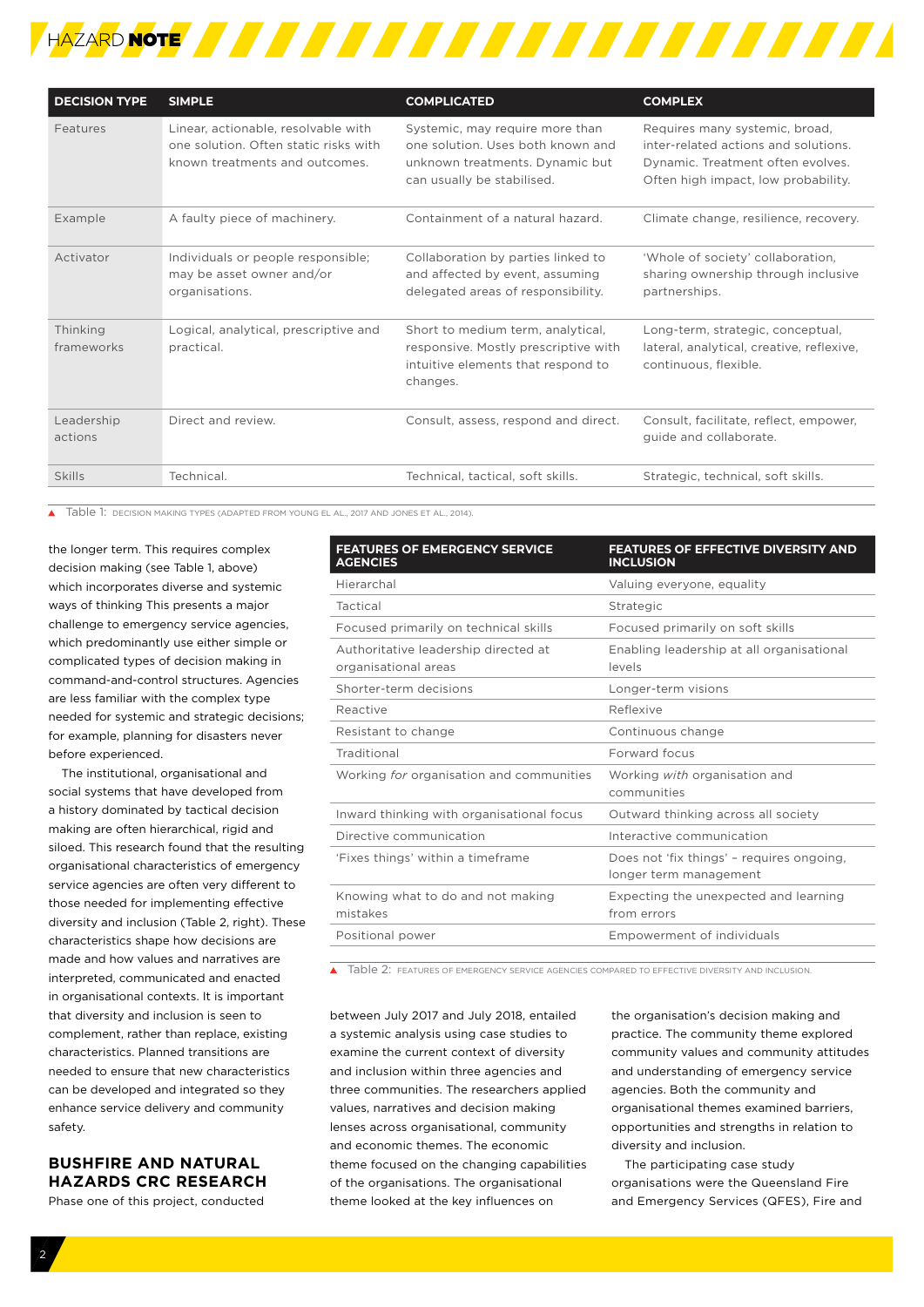| DECISION TYPE | SIMPLE | COMPLICATED | COMPLEX |
|---|---|---|---|
| Features | Linear, actionable, resolvable with one solution. Often static risks with known treatments and outcomes. | Systemic, may require more than one solution. Uses both known and unknown treatments. Dynamic but can usually be stabilised. | Requires many systemic, broad, inter-related actions and solutions. Dynamic. Treatment often evolves. Often high impact, low probability. |
| Example | A faulty piece of machinery. | Containment of a natural hazard. | Climate change, resilience, recovery. |
| Activator | Individuals or people responsible; may be asset owner and/or organisations. | Collaboration by parties linked to and affected by event, assuming delegated areas of responsibility. | 'Whole of society' collaboration, sharing ownership through inclusive partnerships. |
| Thinking frameworks | Logical, analytical, prescriptive and practical. | Short to medium term, analytical, responsive. Mostly prescriptive with intuitive elements that respond to changes. | Long-term, strategic, conceptual, lateral, analytical, creative, reflexive, continuous, flexible. |
| Leadership actions | Direct and review. | Consult, assess, respond and direct. | Consult, facilitate, reflect, empower, guide and collaborate. |
| Skills | Technical. | Technical, tactical, soft skills. | Strategic, technical, soft skills. |

Table 1: DECISION MAKING TYPES (ADAPTED FROM YOUNG EL AL., 2017 AND JONES ET AL., 2014).

the longer term. This requires complex decision making (see Table 1, above) which incorporates diverse and systemic ways of thinking This presents a major challenge to emergency service agencies, which predominantly use either simple or complicated types of decision making in command-and-control structures. Agencies are less familiar with the complex type needed for systemic and strategic decisions; for example, planning for disasters never before experienced.

The institutional, organisational and social systems that have developed from a history dominated by tactical decision making are often hierarchical, rigid and siloed. This research found that the resulting organisational characteristics of emergency service agencies are often very different to those needed for implementing effective diversity and inclusion (Table 2, right). These characteristics shape how decisions are made and how values and narratives are interpreted, communicated and enacted in organisational contexts. It is important that diversity and inclusion is seen to complement, rather than replace, existing characteristics. Planned transitions are needed to ensure that new characteristics can be developed and integrated so they enhance service delivery and community safety.

| FEATURES OF EMERGENCY SERVICE AGENCIES | FEATURES OF EFFECTIVE DIVERSITY AND INCLUSION |
|---|---|
| Hierarchical | Valuing everyone, equality |
| Tactical | Strategic |
| Focused primarily on technical skills | Focused primarily on soft skills |
| Authoritative leadership directed at organisational areas | Enabling leadership at all organisational levels |
| Shorter-term decisions | Longer-term visions |
| Reactive | Reflexive |
| Resistant to change | Continuous change |
| Traditional | Forward focus |
| Working *for* organisation and communities | Working *with* organisation and communities |
| Inward thinking with organisational focus | Outward thinking across all society |
| Directive communication | Interactive communication |
| 'Fixes things' within a timeframe | Does not 'fix things' – requires ongoing, longer term management |
| Knowing what to do and not making mistakes | Expecting the unexpected and learning from errors |
| Positional power | Empowerment of individuals |

Table 2: FEATURES OF EMERGENCY SERVICE AGENCIES COMPARED TO EFFECTIVE DIVERSITY AND INCLUSION.

## BUSHFIRE AND NATURAL HAZARDS CRC RESEARCH

Phase one of this project, conducted between July 2017 and July 2018, entailed a systemic analysis using case studies to examine the current context of diversity and inclusion within three agencies and three communities. The researchers applied values, narratives and decision making lenses across organisational, community and economic themes. The economic theme focused on the changing capabilities of the organisations. The organisational theme looked at the key influences on the organisation's decision making and practice. The community theme explored community values and community attitudes and understanding of emergency service agencies. Both the community and organisational themes examined barriers, opportunities and strengths in relation to diversity and inclusion.

The participating case study organisations were the Queensland Fire and Emergency Services (QFES), Fire and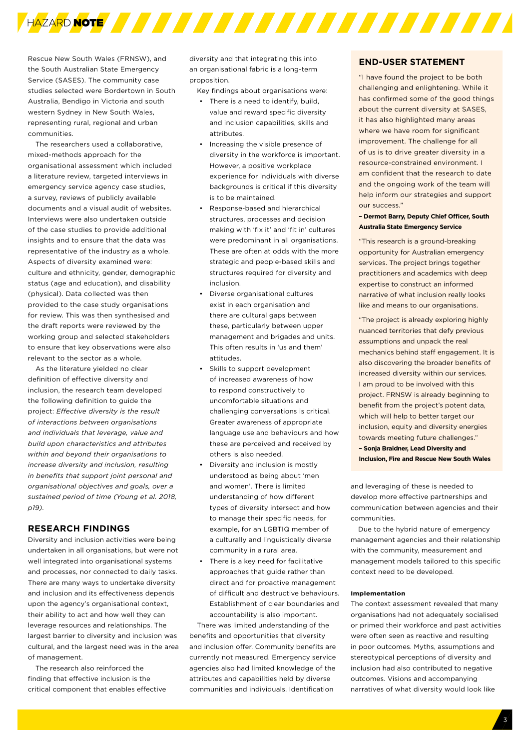Rescue New South Wales (FRNSW), and the South Australian State Emergency Service (SASES). The community case studies selected were Bordertown in South Australia, Bendigo in Victoria and south western Sydney in New South Wales, representing rural, regional and urban communities.

The researchers used a collaborative, mixed-methods approach for the organisational assessment which included a literature review, targeted interviews in emergency service agency case studies, a survey, reviews of publicly available documents and a visual audit of websites. Interviews were also undertaken outside of the case studies to provide additional insights and to ensure that the data was representative of the industry as a whole. Aspects of diversity examined were: culture and ethnicity, gender, demographic status (age and education), and disability (physical). Data collected was then provided to the case study organisations for review. This was then synthesised and the draft reports were reviewed by the working group and selected stakeholders to ensure that key observations were also relevant to the sector as a whole.

As the literature yielded no clear definition of effective diversity and inclusion, the research team developed the following definition to guide the project: *Effective diversity is the result of interactions between organisations and individuals that leverage, value and build upon characteristics and attributes within and beyond their organisations to increase diversity and inclusion, resulting in benefits that support joint personal and organisational objectives and goals, over a sustained period of time (Young et al. 2018, p19).*

## RESEARCH FINDINGS

Diversity and inclusion activities were being undertaken in all organisations, but were not well integrated into organisational systems and processes, nor connected to daily tasks. There are many ways to undertake diversity and inclusion and its effectiveness depends upon the agency's organisational context, their ability to act and how well they can leverage resources and relationships. The largest barrier to diversity and inclusion was cultural, and the largest need was in the area of management.

The research also reinforced the finding that effective inclusion is the critical component that enables effective diversity and that integrating this into an organisational fabric is a long-term proposition.

Key findings about organisations were:

- There is a need to identify, build, value and reward specific diversity and inclusion capabilities, skills and attributes.
- Increasing the visible presence of diversity in the workforce is important. However, a positive workplace experience for individuals with diverse backgrounds is critical if this diversity is to be maintained.
- Response-based and hierarchical structures, processes and decision making with 'fix it' and 'fit in' cultures were predominant in all organisations. These are often at odds with the more strategic and people-based skills and structures required for diversity and inclusion.
- Diverse organisational cultures exist in each organisation and there are cultural gaps between these, particularly between upper management and brigades and units. This often results in 'us and them' attitudes.
- Skills to support development of increased awareness of how to respond constructively to uncomfortable situations and challenging conversations is critical. Greater awareness of appropriate language use and behaviours and how these are perceived and received by others is also needed.
- Diversity and inclusion is mostly understood as being about 'men and women'. There is limited understanding of how different types of diversity intersect and how to manage their specific needs, for example, for an LGBTIQ member of a culturally and linguistically diverse community in a rural area.
- There is a key need for facilitative approaches that guide rather than direct and for proactive management of difficult and destructive behaviours. Establishment of clear boundaries and accountability is also important.

There was limited understanding of the benefits and opportunities that diversity and inclusion offer. Community benefits are currently not measured. Emergency service agencies also had limited knowledge of the attributes and capabilities held by diverse communities and individuals. Identification and leveraging of these is needed to develop more effective partnerships and communication between agencies and their communities.

Due to the hybrid nature of emergency management agencies and their relationship with the community, measurement and management models tailored to this specific context need to be developed.

#### Implementation

The context assessment revealed that many organisations had not adequately socialised or primed their workforce and past activities were often seen as reactive and resulting in poor outcomes. Myths, assumptions and stereotypical perceptions of diversity and inclusion had also contributed to negative outcomes. Visions and accompanying narratives of what diversity would look like

### END-USER STATEMENT

"I have found the project to be both challenging and enlightening. While it has confirmed some of the good things about the current diversity at SASES, it has also highlighted many areas where we have room for significant improvement. The challenge for all of us is to drive greater diversity in a resource-constrained environment. I am confident that the research to date and the ongoing work of the team will help inform our strategies and support our success."

**– Dermot Barry, Deputy Chief Officer, South Australia State Emergency Service**

"This research is a ground-breaking opportunity for Australian emergency services. The project brings together practitioners and academics with deep expertise to construct an informed narrative of what inclusion really looks like and means to our organisations.

"The project is already exploring highly nuanced territories that defy previous assumptions and unpack the real mechanics behind staff engagement. It is also discovering the broader benefits of increased diversity within our services. I am proud to be involved with this project. FRNSW is already beginning to benefit from the project's potent data, which will help to better target our inclusion, equity and diversity energies towards meeting future challenges."

**– Sonja Braidner, Lead Diversity and Inclusion, Fire and Rescue New South Wales**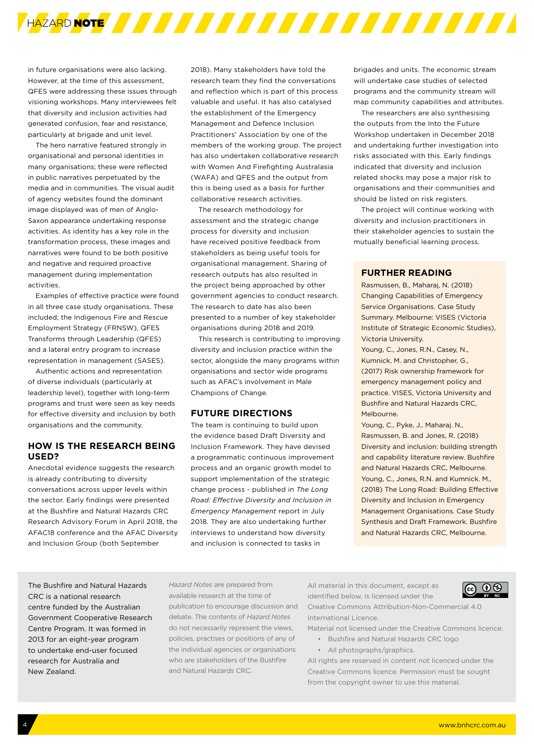in future organisations were also lacking. However, at the time of this assessment, QFES were addressing these issues through visioning workshops. Many interviewees felt that diversity and inclusion activities had generated confusion, fear and resistance, particularly at brigade and unit level.

The hero narrative featured strongly in organisational and personal identities in many organisations; these were reflected in public narratives perpetuated by the media and in communities. The visual audit of agency websites found the dominant image displayed was of men of Anglo-Saxon appearance undertaking response activities. As identity has a key role in the transformation process, these images and narratives were found to be both positive and negative and required proactive management during implementation activities.

Examples of effective practice were found in all three case study organisations. These included; the Indigenous Fire and Rescue Employment Strategy (FRNSW), QFES Transforms through Leadership (QFES) and a lateral entry program to increase representation in management (SASES).

Authentic actions and representation of diverse individuals (particularly at leadership level), together with long-term programs and trust were seen as key needs for effective diversity and inclusion by both organisations and the community.

## HOW IS THE RESEARCH BEING USED?

Anecdotal evidence suggests the research is already contributing to diversity conversations across upper levels within the sector. Early findings were presented at the Bushfire and Natural Hazards CRC Research Advisory Forum in April 2018, the AFAC18 conference and the AFAC Diversity and Inclusion Group (both September 2018). Many stakeholders have told the research team they find the conversations and reflection which is part of this process valuable and useful. It has also catalysed the establishment of the Emergency Management and Defence Inclusion Practitioners' Association by one of the members of the working group. The project has also undertaken collaborative research with Women And Firefighting Australasia (WAFA) and QFES and the output from this is being used as a basis for further collaborative research activities.

The research methodology for assessment and the strategic change process for diversity and inclusion have received positive feedback from stakeholders as being useful tools for organisational management. Sharing of research outputs has also resulted in the project being approached by other government agencies to conduct research. The research to date has also been presented to a number of key stakeholder organisations during 2018 and 2019.

This research is contributing to improving diversity and inclusion practice within the sector, alongside the many programs within organisations and sector wide programs such as AFAC's involvement in Male Champions of Change.

## FUTURE DIRECTIONS

The team is continuing to build upon the evidence based Draft Diversity and Inclusion Framework. They have devised a programmatic continuous improvement process and an organic growth model to support implementation of the strategic change process - published in *The Long Road: Effective Diversity and Inclusion in Emergency Management* report in July 2018. They are also undertaking further interviews to understand how diversity and inclusion is connected to tasks in brigades and units. The economic stream will undertake case studies of selected programs and the community stream will map community capabilities and attributes.

The researchers are also synthesising the outputs from the Into the Future Workshop undertaken in December 2018 and undertaking further investigation into risks associated with this. Early findings indicated that diversity and inclusion related shocks may pose a major risk to organisations and their communities and should be listed on risk registers.

The project will continue working with diversity and inclusion practitioners in their stakeholder agencies to sustain the mutually beneficial learning process.

## FURTHER READING

Rasmussen, B., Maharaj, N. (2018) Changing Capabilities of Emergency Service Organisations. Case Study Summary. Melbourne: VISES (Victoria Institute of Strategic Economic Studies), Victoria University.

Young, C., Jones, R.N., Casey, N., Kumnick, M. and Christopher, G., (2017) Risk ownership framework for emergency management policy and practice. VISES, Victoria University and Bushfire and Natural Hazards CRC, Melbourne.

Young, C., Pyke, J., Maharaj. N., Rasmussen, B. and Jones, R. (2018) Diversity and inclusion: building strength and capability literature review. Bushfire and Natural Hazards CRC, Melbourne.

Young, C., Jones, R.N. and Kumnick. M., (2018) The Long Road: Building Effective Diversity and Inclusion in Emergency Management Organisations. Case Study Synthesis and Draft Framework. Bushfire and Natural Hazards CRC, Melbourne.

The Bushfire and Natural Hazards CRC is a national research centre funded by the Australian Government Cooperative Research Centre Program. It was formed in 2013 for an eight-year program to undertake end-user focused research for Australia and New Zealand.

*Hazard Notes* are prepared from available research at the time of publication to encourage discussion and debate. The contents of *Hazard Notes* do not necessarily represent the views, policies, practises or positions of any of the individual agencies or organisations who are stakeholders of the Bushfire and Natural Hazards CRC.

All material in this document, except as identified below, is licensed under the Creative Commons Attribution-Non-Commercial 4.0 International Licence.

Material not licensed under the Creative Commons licence:

- Bushfire and Natural Hazards CRC logo
- All photographs/graphics.

All rights are reserved in content not licenced under the Creative Commons licence. Permission must be sought from the copyright owner to use this material.